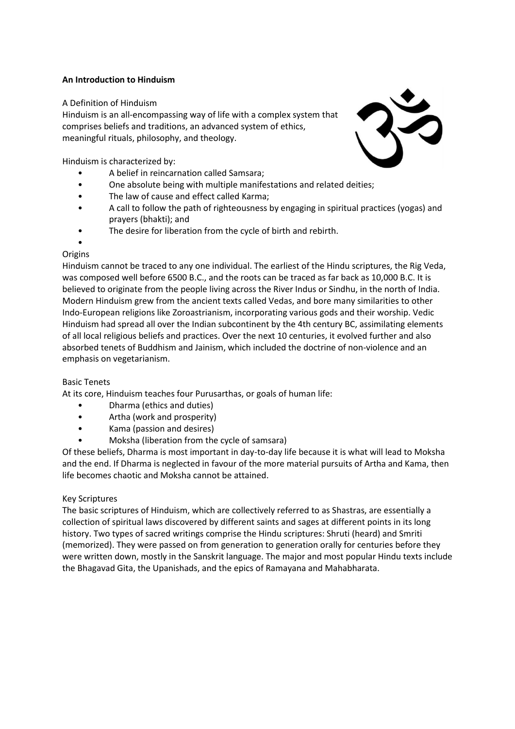**An Introduction to Hinduism**

A Definition of Hinduism

Hinduism is an all-encompassing way of life with a complex system that comprises beliefs and traditions, an advanced system of ethics, meaningful rituals, philosophy, and theology.

Hinduism is characterized by:

- A belief in reincarnation called Samsara;
- One absolute being with multiple manifestations and related deities;
- The law of cause and effect called Karma;
- A call to follow the path of righteousness by engaging in spiritual practices (yogas) and prayers (bhakti); and
- The desire for liberation from the cycle of birth and rebirth.

Origins

Hinduism cannot be traced to any one individual. The earliest of the Hindu scriptures, the Rig Veda, was composed well before 6500 B.C., and the roots can be traced as far back as 10,000 B.C. It is believed to originate from the people living across the River Indus or Sindhu, in the north of India. Modern Hinduism grew from the ancient texts called Vedas, and bore many similarities to other Indo-European religions like Zoroastrianism, incorporating various gods and their worship. Vedic Hinduism had spread all over the Indian subcontinent by the 4th century BC, assimilating elements of all local religious beliefs and practices. Over the next 10 centuries, it evolved further and also absorbed tenets of Buddhism and Jainism, which included the doctrine of non-violence and an emphasis on vegetarianism.

Basic Tenets

At its core, Hinduism teaches four Purusarthas, or goals of human life:

- Dharma (ethics and duties)
- Artha (work and prosperity)
- Kama (passion and desires)
- Moksha (liberation from the cycle of samsara)

Of these beliefs, Dharma is most important in day-to-day life because it is what will lead to Moksha and the end. If Dharma is neglected in favour of the more material pursuits of Artha and Kama, then life becomes chaotic and Moksha cannot be attained.

Key Scriptures

The basic scriptures of Hinduism, which are collectively referred to as Shastras, are essentially a collection of spiritual laws discovered by different saints and sages at different points in its long history. Two types of sacred writings comprise the Hindu scriptures: Shruti (heard) and Smriti (memorized). They were passed on from generation to generation orally for centuries before they were written down, mostly in the Sanskrit language. The major and most popular Hindu texts include the Bhagavad Gita, the Upanishads, and the epics of Ramayana and Mahabharata.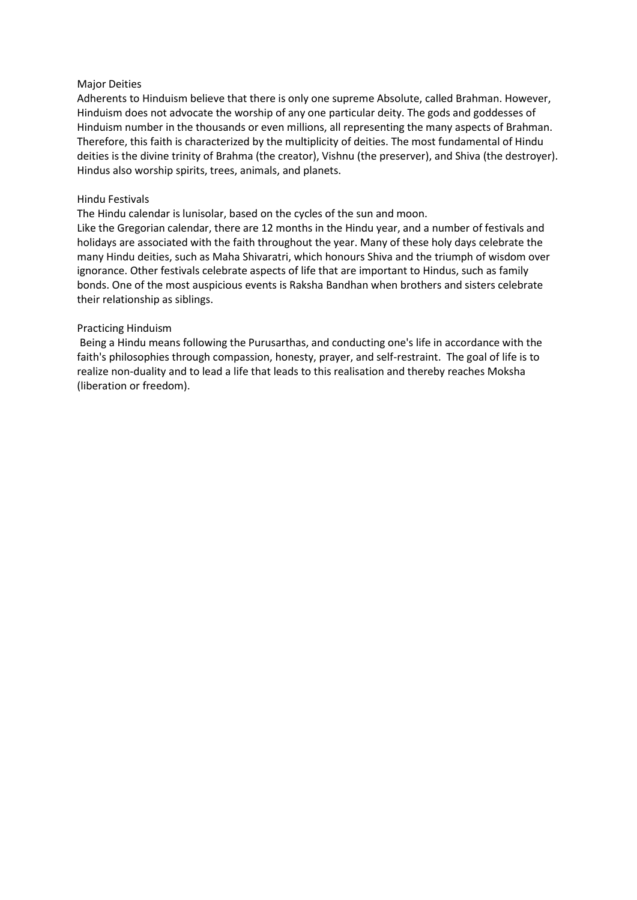## Major Deities

Adherents to Hinduism believe that there is only one supreme Absolute, called Brahman. However, Hinduism does not advocate the worship of any one particular deity. The gods and goddesses of Hinduism number in the thousands or even millions, all representing the many aspects of Brahman. Therefore, this faith is characterized by the multiplicity of deities. The most fundamental of Hindu deities is the divine trinity of Brahma (the creator), Vishnu (the preserver), and Shiva (the destroyer). Hindus also worship spirits, trees, animals, and planets.

## Hindu Festivals

The Hindu calendar is lunisolar, based on the cycles of the sun and moon.

Like the Gregorian calendar, there are 12 months in the Hindu year, and a number of festivals and holidays are associated with the faith throughout the year. Many of these holy days celebrate the many Hindu deities, such as Maha Shivaratri, which honours Shiva and the triumph of wisdom over ignorance. Other festivals celebrate aspects of life that are important to Hindus, such as family bonds. One of the most auspicious events is Raksha Bandhan when brothers and sisters celebrate their relationship as siblings.

## Practicing Hinduism

Being a Hindu means following the Purusarthas, and conducting one's life in accordance with the faith's philosophies through compassion, honesty, prayer, and self-restraint. The goal of life is to realize non-duality and to lead a life that leads to this realisation and thereby reaches Moksha (liberation or freedom).